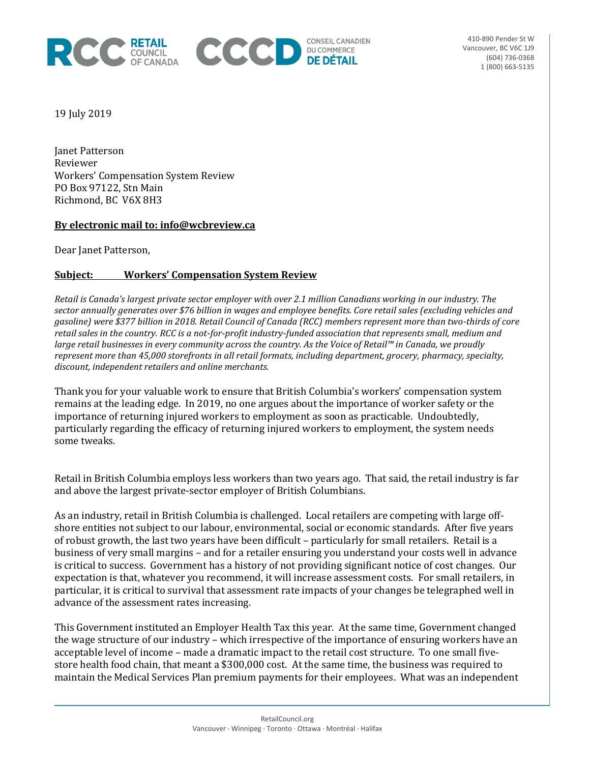RCC RETAIL COUNCIL OF CANADA | CCCD CONSEIL CANADIEN DU COMMERCE DE DÉTAIL

410-890 Pender St W
Vancouver, BC V6C 1J9
(604) 736-0368
1 (800) 663-5135

19 July 2019

Janet Patterson
Reviewer
Workers' Compensation System Review
PO Box 97122, Stn Main
Richmond, BC V6X 8H3

**By electronic mail to: info@wcbreview.ca**

Dear Janet Patterson,

**Subject: Workers' Compensation System Review**

*Retail is Canada's largest private sector employer with over 2.1 million Canadians working in our industry. The sector annually generates over $76 billion in wages and employee benefits. Core retail sales (excluding vehicles and gasoline) were $377 billion in 2018. Retail Council of Canada (RCC) members represent more than two-thirds of core retail sales in the country. RCC is a not-for-profit industry-funded association that represents small, medium and large retail businesses in every community across the country. As the Voice of Retail™ in Canada, we proudly represent more than 45,000 storefronts in all retail formats, including department, grocery, pharmacy, specialty, discount, independent retailers and online merchants.*

Thank you for your valuable work to ensure that British Columbia's workers' compensation system remains at the leading edge. In 2019, no one argues about the importance of worker safety or the importance of returning injured workers to employment as soon as practicable. Undoubtedly, particularly regarding the efficacy of returning injured workers to employment, the system needs some tweaks.

Retail in British Columbia employs less workers than two years ago. That said, the retail industry is far and above the largest private-sector employer of British Columbians.

As an industry, retail in British Columbia is challenged. Local retailers are competing with large off-shore entities not subject to our labour, environmental, social or economic standards. After five years of robust growth, the last two years have been difficult – particularly for small retailers. Retail is a business of very small margins – and for a retailer ensuring you understand your costs well in advance is critical to success. Government has a history of not providing significant notice of cost changes. Our expectation is that, whatever you recommend, it will increase assessment costs. For small retailers, in particular, it is critical to survival that assessment rate impacts of your changes be telegraphed well in advance of the assessment rates increasing.

This Government instituted an Employer Health Tax this year. At the same time, Government changed the wage structure of our industry – which irrespective of the importance of ensuring workers have an acceptable level of income – made a dramatic impact to the retail cost structure. To one small five-store health food chain, that meant a $300,000 cost. At the same time, the business was required to maintain the Medical Services Plan premium payments for their employees. What was an independent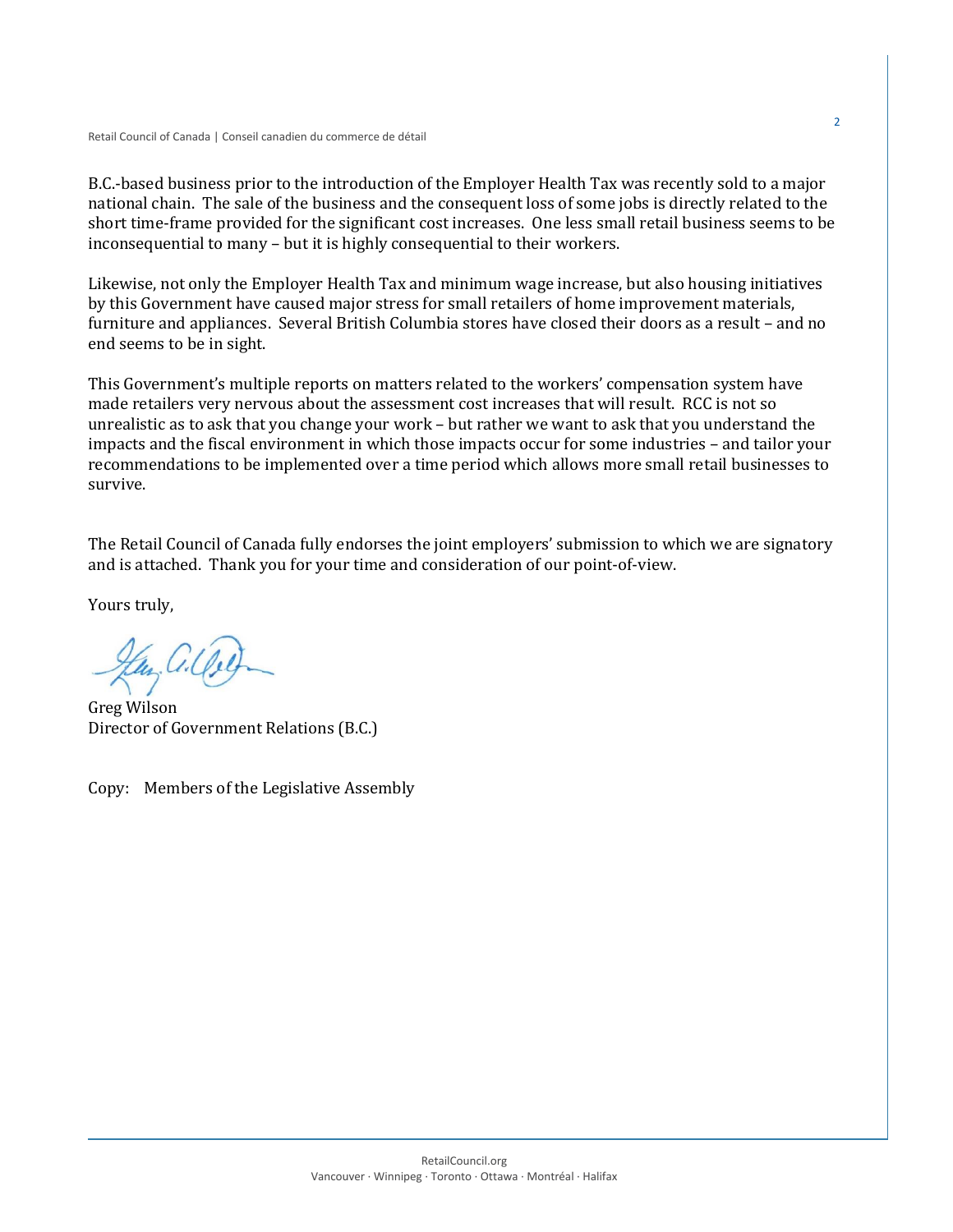B.C.-based business prior to the introduction of the Employer Health Tax was recently sold to a major national chain. The sale of the business and the consequent loss of some jobs is directly related to the short time-frame provided for the significant cost increases. One less small retail business seems to be inconsequential to many – but it is highly consequential to their workers.

Likewise, not only the Employer Health Tax and minimum wage increase, but also housing initiatives by this Government have caused major stress for small retailers of home improvement materials, furniture and appliances. Several British Columbia stores have closed their doors as a result – and no end seems to be in sight.

This Government's multiple reports on matters related to the workers' compensation system have made retailers very nervous about the assessment cost increases that will result. RCC is not so unrealistic as to ask that you change your work – but rather we want to ask that you understand the impacts and the fiscal environment in which those impacts occur for some industries – and tailor your recommendations to be implemented over a time period which allows more small retail businesses to survive.

The Retail Council of Canada fully endorses the joint employers' submission to which we are signatory and is attached. Thank you for your time and consideration of our point-of-view.

Yours truly,

Greg Wilson
Director of Government Relations (B.C.)

Copy: Members of the Legislative Assembly